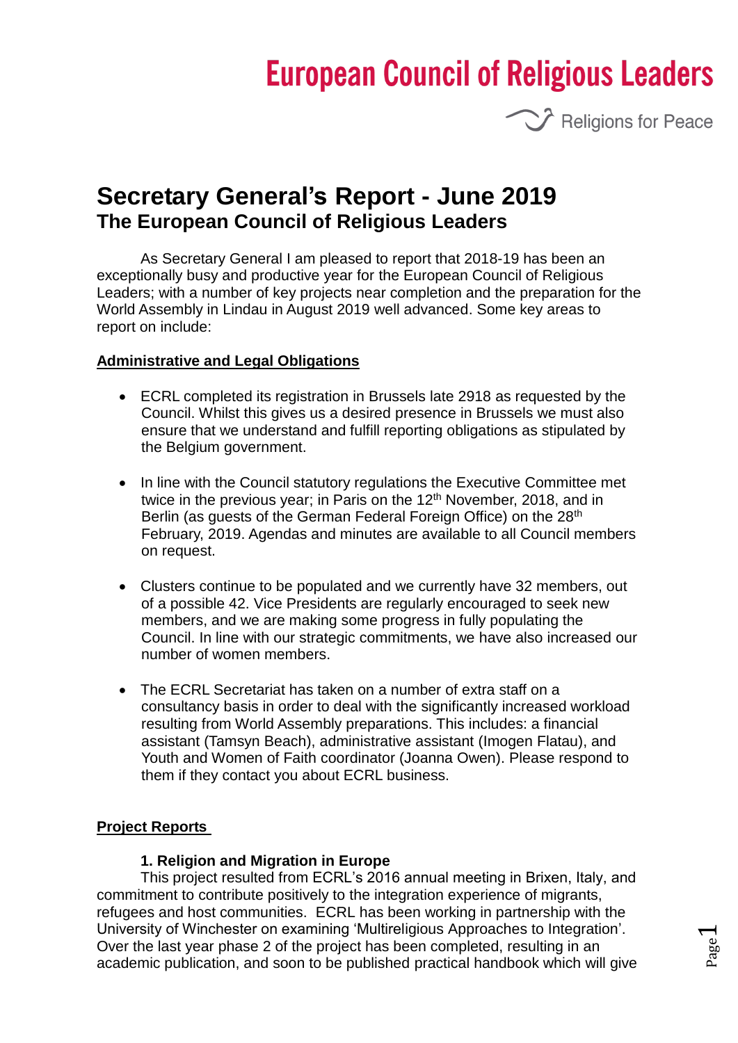# European Council of Religious Leaders

Religions for Peace

# Secretary General's Report - June 2019

## The European Council of Religious Leaders

As Secretary General I am pleased to report that 2018-19 has been an exceptionally busy and productive year for the European Council of Religious Leaders; with a number of key projects near completion and the preparation for the World Assembly in Lindau in August 2019 well advanced. Some key areas to report on include:

**Administrative and Legal Obligations**

- ECRL completed its registration in Brussels late 2918 as requested by the Council. Whilst this gives us a desired presence in Brussels we must also ensure that we understand and fulfill reporting obligations as stipulated by the Belgium government.
- In line with the Council statutory regulations the Executive Committee met twice in the previous year; in Paris on the 12th November, 2018, and in Berlin (as guests of the German Federal Foreign Office) on the 28th February, 2019. Agendas and minutes are available to all Council members on request.
- Clusters continue to be populated and we currently have 32 members, out of a possible 42. Vice Presidents are regularly encouraged to seek new members, and we are making some progress in fully populating the Council. In line with our strategic commitments, we have also increased our number of women members.
- The ECRL Secretariat has taken on a number of extra staff on a consultancy basis in order to deal with the significantly increased workload resulting from World Assembly preparations. This includes: a financial assistant (Tamsyn Beach), administrative assistant (Imogen Flatau), and Youth and Women of Faith coordinator (Joanna Owen). Please respond to them if they contact you about ECRL business.

**Project Reports**

**1. Religion and Migration in Europe**

This project resulted from ECRL's 2016 annual meeting in Brixen, Italy, and commitment to contribute positively to the integration experience of migrants, refugees and host communities. ECRL has been working in partnership with the University of Winchester on examining 'Multireligious Approaches to Integration'. Over the last year phase 2 of the project has been completed, resulting in an academic publication, and soon to be published practical handbook which will give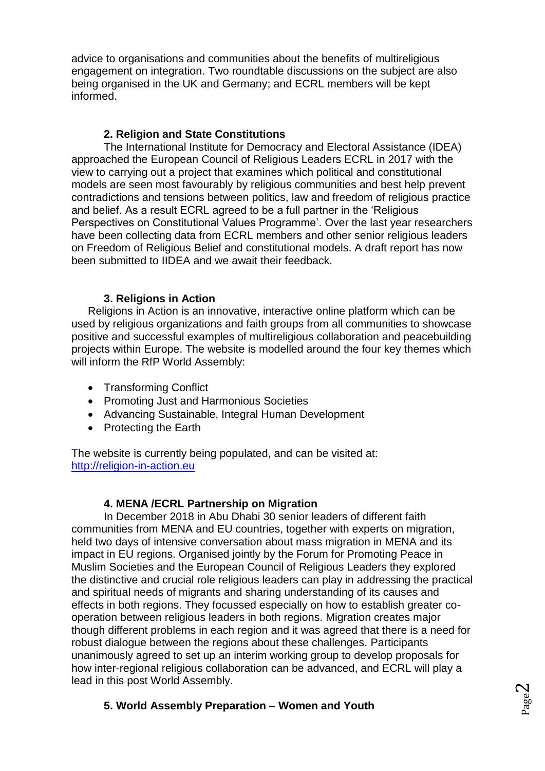advice to organisations and communities about the benefits of multireligious engagement on integration. Two roundtable discussions on the subject are also being organised in the UK and Germany; and ECRL members will be kept informed.

### 2. Religion and State Constitutions

The International Institute for Democracy and Electoral Assistance (IDEA) approached the European Council of Religious Leaders ECRL in 2017 with the view to carrying out a project that examines which political and constitutional models are seen most favourably by religious communities and best help prevent contradictions and tensions between politics, law and freedom of religious practice and belief. As a result ECRL agreed to be a full partner in the 'Religious Perspectives on Constitutional Values Programme'. Over the last year researchers have been collecting data from ECRL members and other senior religious leaders on Freedom of Religious Belief and constitutional models. A draft report has now been submitted to IIDEA and we await their feedback.

### 3. Religions in Action

Religions in Action is an innovative, interactive online platform which can be used by religious organizations and faith groups from all communities to showcase positive and successful examples of multireligious collaboration and peacebuilding projects within Europe. The website is modelled around the four key themes which will inform the RfP World Assembly:

- Transforming Conflict
- Promoting Just and Harmonious Societies
- Advancing Sustainable, Integral Human Development
- Protecting the Earth

The website is currently being populated, and can be visited at: [http://religion-in-action.eu](http://religion-in-action.eu)

### 4. MENA /ECRL Partnership on Migration

In December 2018 in Abu Dhabi 30 senior leaders of different faith communities from MENA and EU countries, together with experts on migration, held two days of intensive conversation about mass migration in MENA and its impact in EU regions. Organised jointly by the Forum for Promoting Peace in Muslim Societies and the European Council of Religious Leaders they explored the distinctive and crucial role religious leaders can play in addressing the practical and spiritual needs of migrants and sharing understanding of its causes and effects in both regions. They focussed especially on how to establish greater co-operation between religious leaders in both regions. Migration creates major though different problems in each region and it was agreed that there is a need for robust dialogue between the regions about these challenges. Participants unanimously agreed to set up an interim working group to develop proposals for how inter-regional religious collaboration can be advanced, and ECRL will play a lead in this post World Assembly.

### 5. World Assembly Preparation – Women and Youth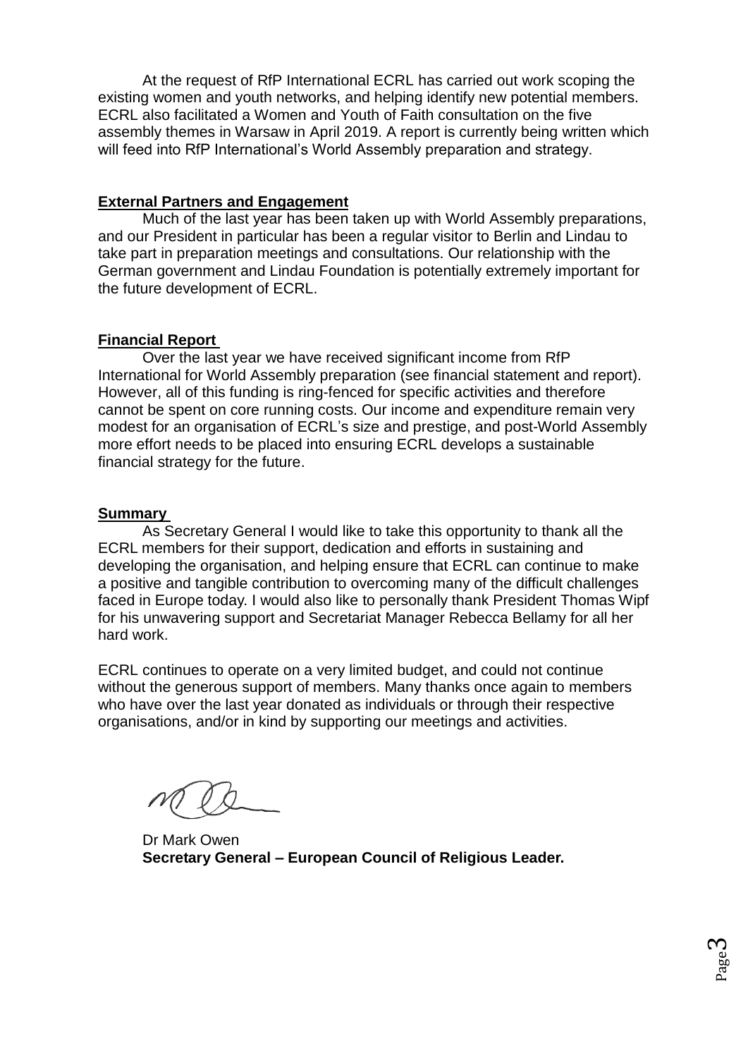At the request of RfP International ECRL has carried out work scoping the existing women and youth networks, and helping identify new potential members. ECRL also facilitated a Women and Youth of Faith consultation on the five assembly themes in Warsaw in April 2019. A report is currently being written which will feed into RfP International's World Assembly preparation and strategy.

## External Partners and Engagement

Much of the last year has been taken up with World Assembly preparations, and our President in particular has been a regular visitor to Berlin and Lindau to take part in preparation meetings and consultations. Our relationship with the German government and Lindau Foundation is potentially extremely important for the future development of ECRL.

## Financial Report

Over the last year we have received significant income from RfP International for World Assembly preparation (see financial statement and report). However, all of this funding is ring-fenced for specific activities and therefore cannot be spent on core running costs. Our income and expenditure remain very modest for an organisation of ECRL's size and prestige, and post-World Assembly more effort needs to be placed into ensuring ECRL develops a sustainable financial strategy for the future.

## Summary

As Secretary General I would like to take this opportunity to thank all the ECRL members for their support, dedication and efforts in sustaining and developing the organisation, and helping ensure that ECRL can continue to make a positive and tangible contribution to overcoming many of the difficult challenges faced in Europe today. I would also like to personally thank President Thomas Wipf for his unwavering support and Secretariat Manager Rebecca Bellamy for all her hard work.

ECRL continues to operate on a very limited budget, and could not continue without the generous support of members. Many thanks once again to members who have over the last year donated as individuals or through their respective organisations, and/or in kind by supporting our meetings and activities.

Dr Mark Owen
**Secretary General – European Council of Religious Leader.**